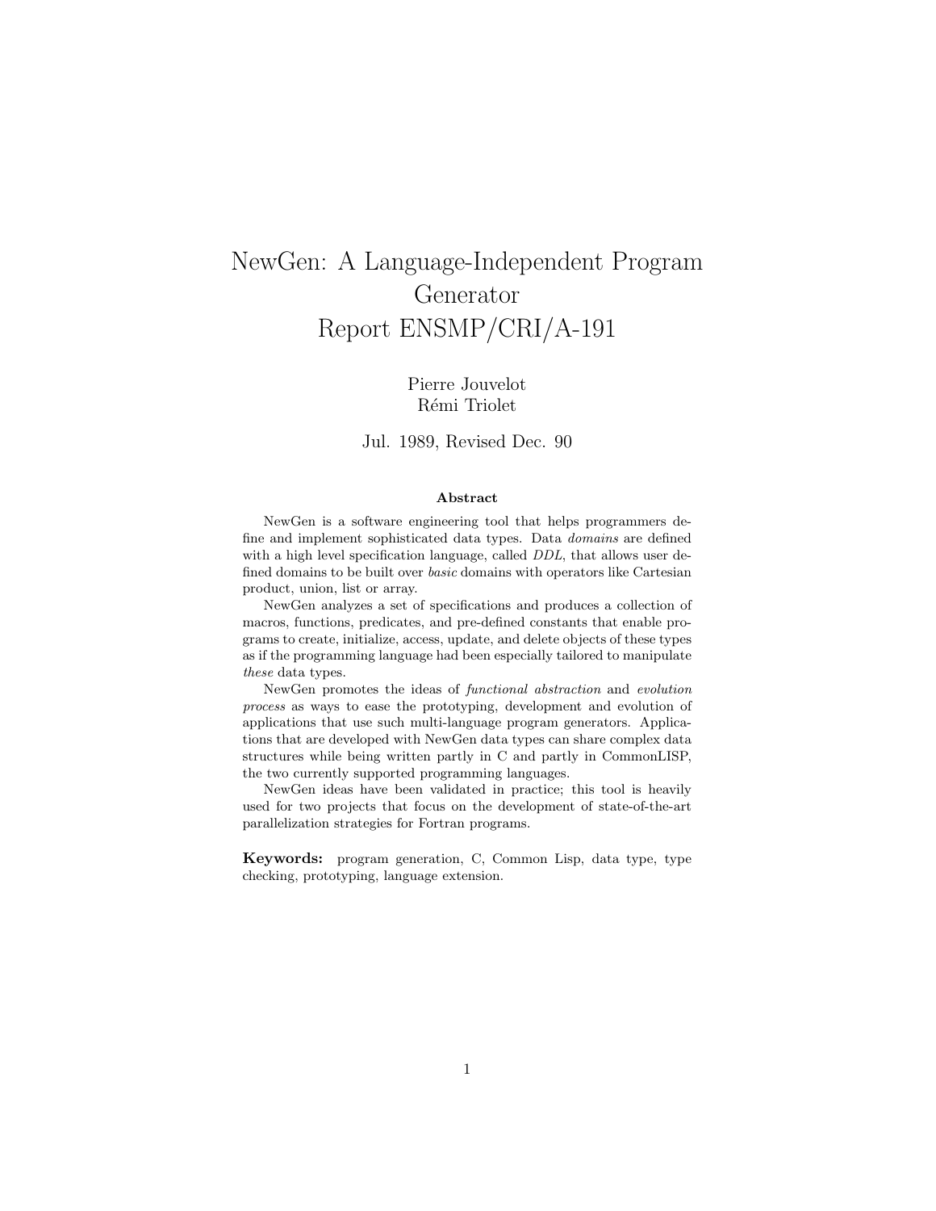# NewGen: A Language-Independent Program Generator
# Report ENSMP/CRI/A-191

Pierre Jouvelot
Rémi Triolet

Jul. 1989, Revised Dec. 90

**Abstract**

NewGen is a software engineering tool that helps programmers define and implement sophisticated data types. Data *domains* are defined with a high level specification language, called *DDL*, that allows user defined domains to be built over *basic* domains with operators like Cartesian product, union, list or array.

NewGen analyzes a set of specifications and produces a collection of macros, functions, predicates, and pre-defined constants that enable programs to create, initialize, access, update, and delete objects of these types as if the programming language had been especially tailored to manipulate *these* data types.

NewGen promotes the ideas of *functional abstraction* and *evolution process* as ways to ease the prototyping, development and evolution of applications that use such multi-language program generators. Applications that are developed with NewGen data types can share complex data structures while being written partly in C and partly in CommonLISP, the two currently supported programming languages.

NewGen ideas have been validated in practice; this tool is heavily used for two projects that focus on the development of state-of-the-art parallelization strategies for Fortran programs.

**Keywords:** program generation, C, Common Lisp, data type, type checking, prototyping, language extension.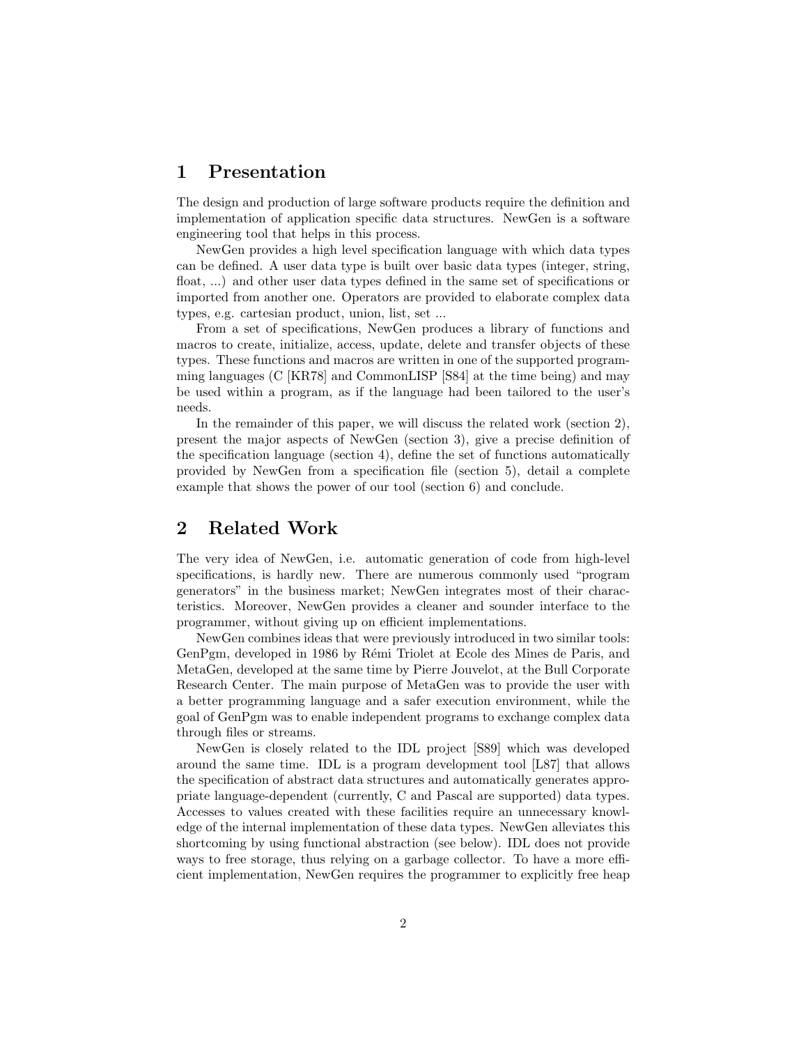# 1 Presentation

The design and production of large software products require the definition and implementation of application specific data structures. NewGen is a software engineering tool that helps in this process.

NewGen provides a high level specification language with which data types can be defined. A user data type is built over basic data types (integer, string, float, ...) and other user data types defined in the same set of specifications or imported from another one. Operators are provided to elaborate complex data types, e.g. cartesian product, union, list, set ...

From a set of specifications, NewGen produces a library of functions and macros to create, initialize, access, update, delete and transfer objects of these types. These functions and macros are written in one of the supported programming languages (C [KR78] and CommonLISP [S84] at the time being) and may be used within a program, as if the language had been tailored to the user's needs.

In the remainder of this paper, we will discuss the related work (section 2), present the major aspects of NewGen (section 3), give a precise definition of the specification language (section 4), define the set of functions automatically provided by NewGen from a specification file (section 5), detail a complete example that shows the power of our tool (section 6) and conclude.

# 2 Related Work

The very idea of NewGen, i.e. automatic generation of code from high-level specifications, is hardly new. There are numerous commonly used "program generators" in the business market; NewGen integrates most of their characteristics. Moreover, NewGen provides a cleaner and sounder interface to the programmer, without giving up on efficient implementations.

NewGen combines ideas that were previously introduced in two similar tools: GenPgm, developed in 1986 by Rémi Triolet at Ecole des Mines de Paris, and MetaGen, developed at the same time by Pierre Jouvelot, at the Bull Corporate Research Center. The main purpose of MetaGen was to provide the user with a better programming language and a safer execution environment, while the goal of GenPgm was to enable independent programs to exchange complex data through files or streams.

NewGen is closely related to the IDL project [S89] which was developed around the same time. IDL is a program development tool [L87] that allows the specification of abstract data structures and automatically generates appropriate language-dependent (currently, C and Pascal are supported) data types. Accesses to values created with these facilities require an unnecessary knowledge of the internal implementation of these data types. NewGen alleviates this shortcoming by using functional abstraction (see below). IDL does not provide ways to free storage, thus relying on a garbage collector. To have a more efficient implementation, NewGen requires the programmer to explicitly free heap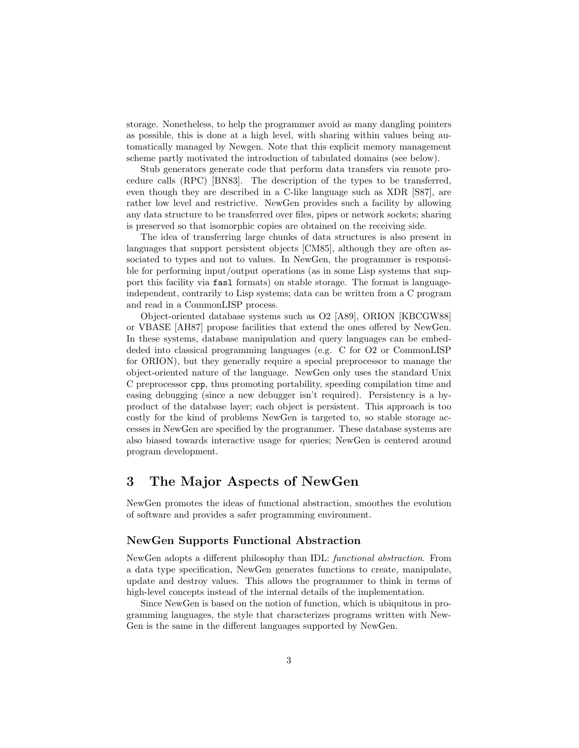storage. Nonetheless, to help the programmer avoid as many dangling pointers as possible, this is done at a high level, with sharing within values being automatically managed by Newgen. Note that this explicit memory management scheme partly motivated the introduction of tabulated domains (see below).

Stub generators generate code that perform data transfers via remote procedure calls (RPC) [BN83]. The description of the types to be transferred, even though they are described in a C-like language such as XDR [S87], are rather low level and restrictive. NewGen provides such a facility by allowing any data structure to be transferred over files, pipes or network sockets; sharing is preserved so that isomorphic copies are obtained on the receiving side.

The idea of transferring large chunks of data structures is also present in languages that support persistent objects [CM85], although they are often associated to types and not to values. In NewGen, the programmer is responsible for performing input/output operations (as in some Lisp systems that support this facility via `fasl` formats) on stable storage. The format is language-independent, contrarily to Lisp systems; data can be written from a C program and read in a CommonLISP process.

Object-oriented database systems such as O2 [A89], ORION [KBCGW88] or VBASE [AH87] propose facilities that extend the ones offered by NewGen. In these systems, database manipulation and query languages can be embeded-ded into classical programming languages (e.g. C for O2 or CommonLISP for ORION), but they generally require a special preprocessor to manage the object-oriented nature of the language. NewGen only uses the standard Unix C preprocessor `cpp`, thus promoting portability, speeding compilation time and easing debugging (since a new debugger isn't required). Persistency is a by-product of the database layer; each object is persistent. This approach is too costly for the kind of problems NewGen is targeted to, so stable storage accesses in NewGen are specified by the programmer. These database systems are also biased towards interactive usage for queries; NewGen is centered around program development.

# 3 The Major Aspects of NewGen

NewGen promotes the ideas of functional abstraction, smoothes the evolution of software and provides a safer programming environment.

### NewGen Supports Functional Abstraction

NewGen adopts a different philosophy than IDL: *functional abstraction*. From a data type specification, NewGen generates functions to create, manipulate, update and destroy values. This allows the programmer to think in terms of high-level concepts instead of the internal details of the implementation.

Since NewGen is based on the notion of function, which is ubiquitous in programming languages, the style that characterizes programs written with NewGen is the same in the different languages supported by NewGen.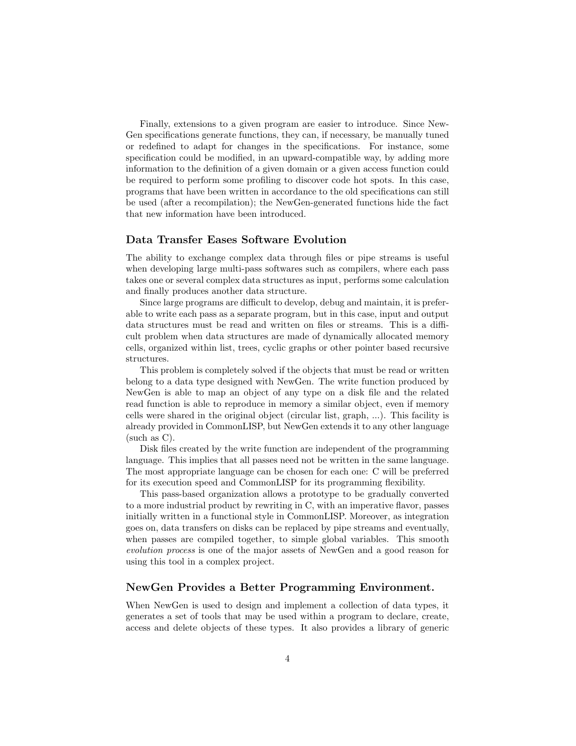Finally, extensions to a given program are easier to introduce. Since NewGen specifications generate functions, they can, if necessary, be manually tuned or redefined to adapt for changes in the specifications. For instance, some specification could be modified, in an upward-compatible way, by adding more information to the definition of a given domain or a given access function could be required to perform some profiling to discover code hot spots. In this case, programs that have been written in accordance to the old specifications can still be used (after a recompilation); the NewGen-generated functions hide the fact that new information have been introduced.

### Data Transfer Eases Software Evolution

The ability to exchange complex data through files or pipe streams is useful when developing large multi-pass softwares such as compilers, where each pass takes one or several complex data structures as input, performs some calculation and finally produces another data structure.

Since large programs are difficult to develop, debug and maintain, it is preferable to write each pass as a separate program, but in this case, input and output data structures must be read and written on files or streams. This is a difficult problem when data structures are made of dynamically allocated memory cells, organized within list, trees, cyclic graphs or other pointer based recursive structures.

This problem is completely solved if the objects that must be read or written belong to a data type designed with NewGen. The write function produced by NewGen is able to map an object of any type on a disk file and the related read function is able to reproduce in memory a similar object, even if memory cells were shared in the original object (circular list, graph, ...). This facility is already provided in CommonLISP, but NewGen extends it to any other language (such as C).

Disk files created by the write function are independent of the programming language. This implies that all passes need not be written in the same language. The most appropriate language can be chosen for each one: C will be preferred for its execution speed and CommonLISP for its programming flexibility.

This pass-based organization allows a prototype to be gradually converted to a more industrial product by rewriting in C, with an imperative flavor, passes initially written in a functional style in CommonLISP. Moreover, as integration goes on, data transfers on disks can be replaced by pipe streams and eventually, when passes are compiled together, to simple global variables. This smooth *evolution process* is one of the major assets of NewGen and a good reason for using this tool in a complex project.

### NewGen Provides a Better Programming Environment.

When NewGen is used to design and implement a collection of data types, it generates a set of tools that may be used within a program to declare, create, access and delete objects of these types. It also provides a library of generic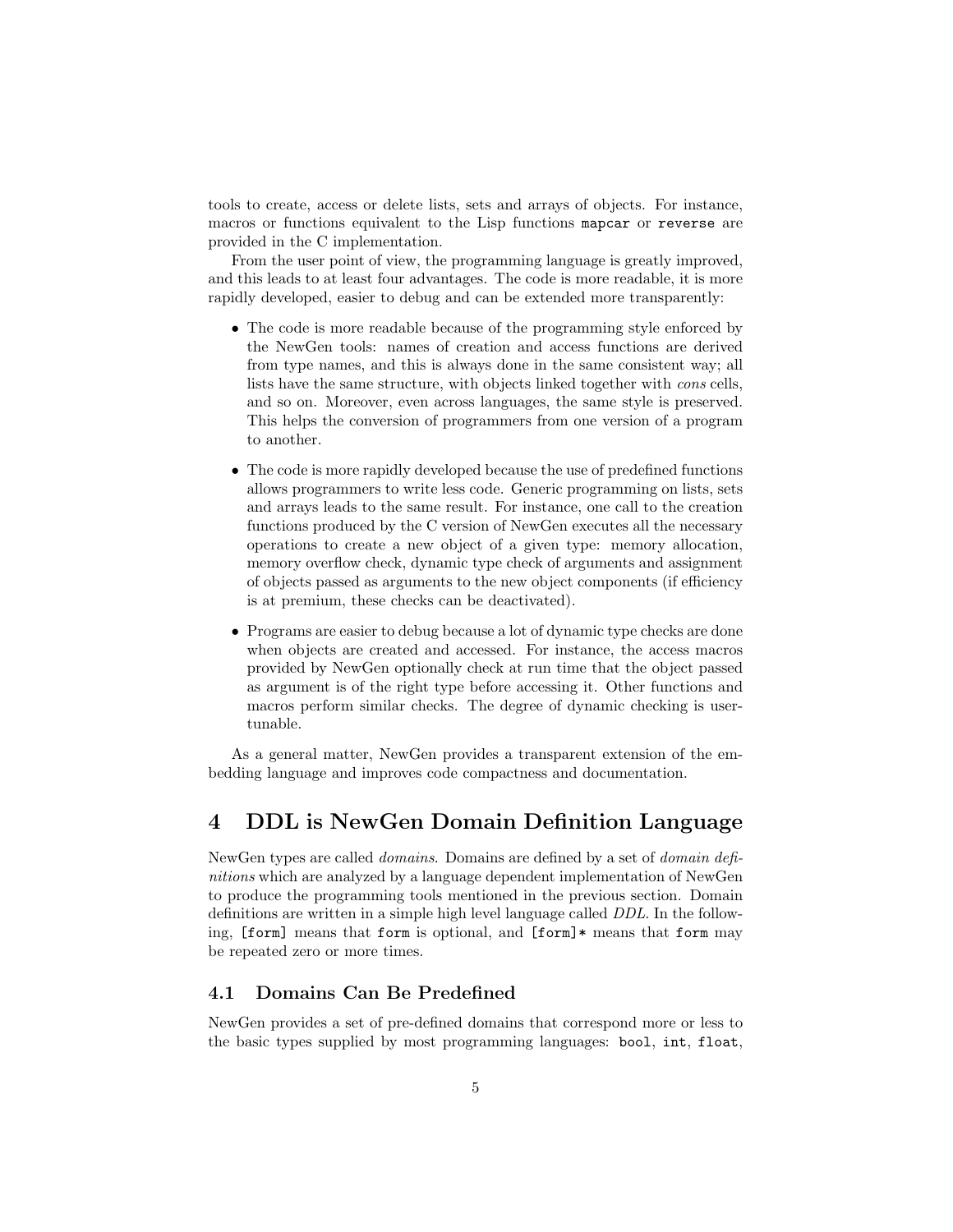tools to create, access or delete lists, sets and arrays of objects. For instance, macros or functions equivalent to the Lisp functions `mapcar` or `reverse` are provided in the C implementation.

From the user point of view, the programming language is greatly improved, and this leads to at least four advantages. The code is more readable, it is more rapidly developed, easier to debug and can be extended more transparently:

- The code is more readable because of the programming style enforced by the NewGen tools: names of creation and access functions are derived from type names, and this is always done in the same consistent way; all lists have the same structure, with objects linked together with *cons* cells, and so on. Moreover, even across languages, the same style is preserved. This helps the conversion of programmers from one version of a program to another.

- The code is more rapidly developed because the use of predefined functions allows programmers to write less code. Generic programming on lists, sets and arrays leads to the same result. For instance, one call to the creation functions produced by the C version of NewGen executes all the necessary operations to create a new object of a given type: memory allocation, memory overflow check, dynamic type check of arguments and assignment of objects passed as arguments to the new object components (if efficiency is at premium, these checks can be deactivated).

- Programs are easier to debug because a lot of dynamic type checks are done when objects are created and accessed. For instance, the access macros provided by NewGen optionally check at run time that the object passed as argument is of the right type before accessing it. Other functions and macros perform similar checks. The degree of dynamic checking is user-tunable.

As a general matter, NewGen provides a transparent extension of the embedding language and improves code compactness and documentation.

# 4 DDL is NewGen Domain Definition Language

NewGen types are called *domains*. Domains are defined by a set of *domain definitions* which are analyzed by a language dependent implementation of NewGen to produce the programming tools mentioned in the previous section. Domain definitions are written in a simple high level language called *DDL*. In the following, `[form]` means that `form` is optional, and `[form]*` means that `form` may be repeated zero or more times.

## 4.1 Domains Can Be Predefined

NewGen provides a set of pre-defined domains that correspond more or less to the basic types supplied by most programming languages: `bool`, `int`, `float`,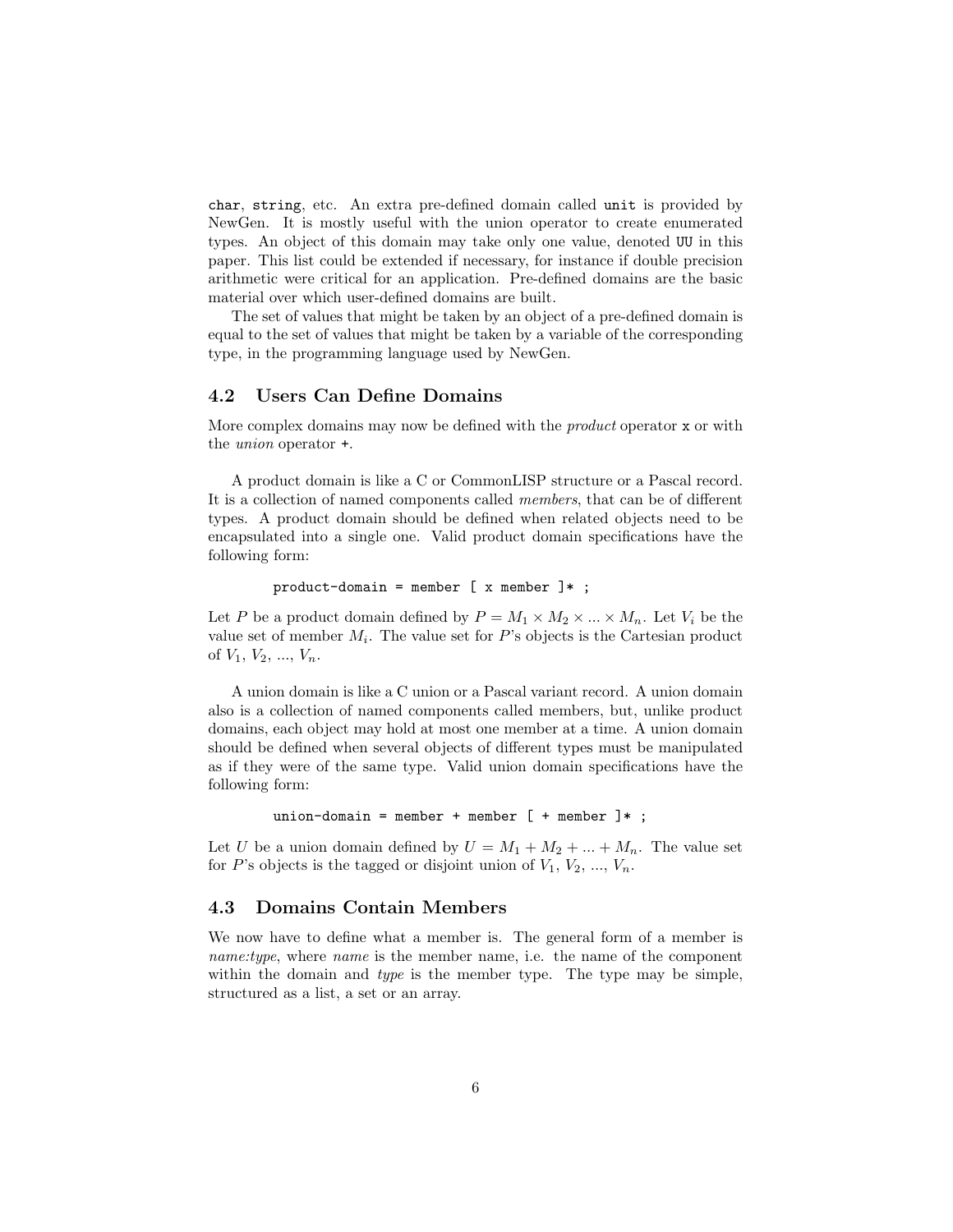`char`, `string`, etc. An extra pre-defined domain called `unit` is provided by NewGen. It is mostly useful with the union operator to create enumerated types. An object of this domain may take only one value, denoted `UU` in this paper. This list could be extended if necessary, for instance if double precision arithmetic were critical for an application. Pre-defined domains are the basic material over which user-defined domains are built.

The set of values that might be taken by an object of a pre-defined domain is equal to the set of values that might be taken by a variable of the corresponding type, in the programming language used by NewGen.

### 4.2 Users Can Define Domains

More complex domains may now be defined with the *product* operator `x` or with the *union* operator `+`.

A product domain is like a C or CommonLISP structure or a Pascal record. It is a collection of named components called *members*, that can be of different types. A product domain should be defined when related objects need to be encapsulated into a single one. Valid product domain specifications have the following form:

```
product-domain = member [ x member ]* ;
```

Let $P$ be a product domain defined by $P = M_1 \times M_2 \times ... \times M_n$. Let $V_i$ be the value set of member $M_i$. The value set for $P$'s objects is the Cartesian product of $V_1$, $V_2$, ..., $V_n$.

A union domain is like a C union or a Pascal variant record. A union domain also is a collection of named components called members, but, unlike product domains, each object may hold at most one member at a time. A union domain should be defined when several objects of different types must be manipulated as if they were of the same type. Valid union domain specifications have the following form:

```
union-domain = member + member [ + member ]* ;
```

Let $U$ be a union domain defined by $U = M_1 + M_2 + ... + M_n$. The value set for $P$'s objects is the tagged or disjoint union of $V_1$, $V_2$, ..., $V_n$.

### 4.3 Domains Contain Members

We now have to define what a member is. The general form of a member is *name:type*, where *name* is the member name, i.e. the name of the component within the domain and *type* is the member type. The type may be simple, structured as a list, a set or an array.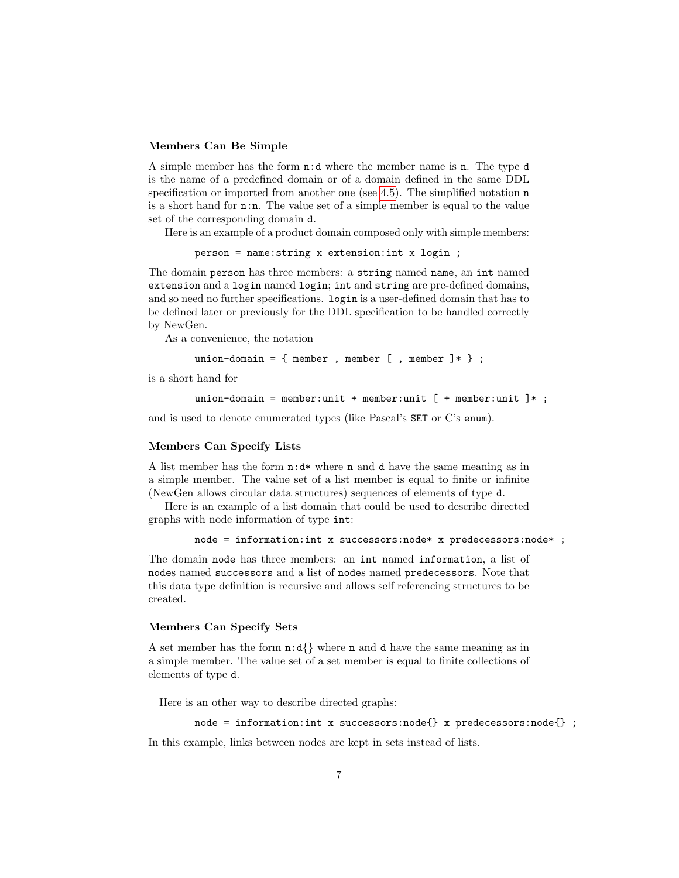### Members Can Be Simple

A simple member has the form `n:d` where the member name is `n`. The type `d` is the name of a predefined domain or of a domain defined in the same DDL specification or imported from another one (see 4.5). The simplified notation `n` is a short hand for `n:n`. The value set of a simple member is equal to the value set of the corresponding domain `d`.

Here is an example of a product domain composed only with simple members:

```
person = name:string x extension:int x login ;
```

The domain `person` has three members: a `string` named `name`, an `int` named `extension` and a `login` named `login`; `int` and `string` are pre-defined domains, and so need no further specifications. `login` is a user-defined domain that has to be defined later or previously for the DDL specification to be handled correctly by NewGen.

As a convenience, the notation

```
union-domain = { member , member [ , member ]* } ;
```

is a short hand for

```
union-domain = member:unit + member:unit [ + member:unit ]* ;
```

and is used to denote enumerated types (like Pascal's `SET` or C's `enum`).

### Members Can Specify Lists

A list member has the form `n:d*` where `n` and `d` have the same meaning as in a simple member. The value set of a list member is equal to finite or infinite (NewGen allows circular data structures) sequences of elements of type `d`.

Here is an example of a list domain that could be used to describe directed graphs with node information of type `int`:

```
node = information:int x successors:node* x predecessors:node* ;
```

The domain `node` has three members: an `int` named `information`, a list of `node`s named `successors` and a list of `node`s named `predecessors`. Note that this data type definition is recursive and allows self referencing structures to be created.

### Members Can Specify Sets

A set member has the form `n:d{}` where `n` and `d` have the same meaning as in a simple member. The value set of a set member is equal to finite collections of elements of type `d`.

Here is an other way to describe directed graphs:

```
node = information:int x successors:node{} x predecessors:node{} ;
```

In this example, links between nodes are kept in sets instead of lists.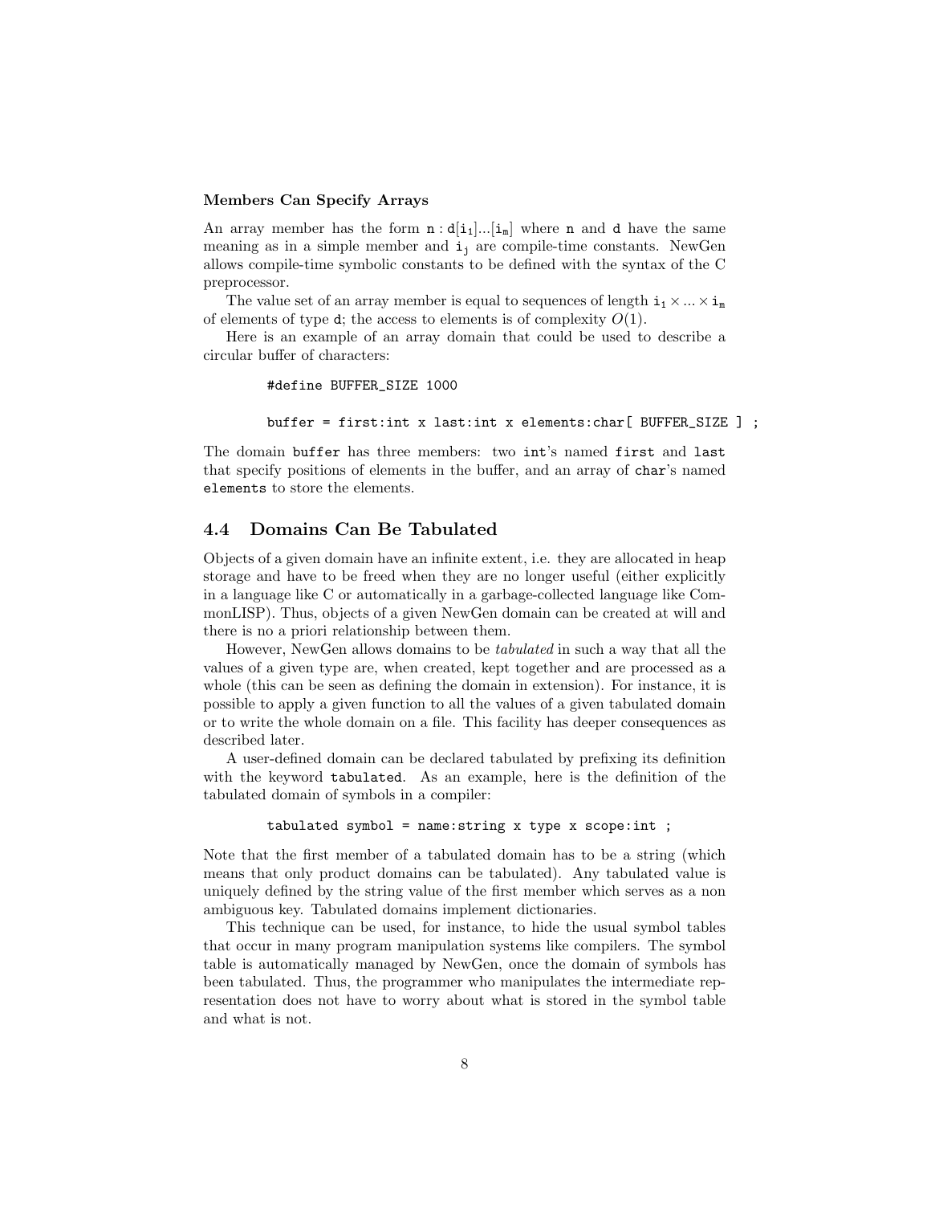**Members Can Specify Arrays**

An array member has the form $\mathtt{n} : \mathtt{d}[\mathtt{i}_1]...[\mathtt{i}_m]$ where `n` and `d` have the same meaning as in a simple member and $\mathtt{i}_j$ are compile-time constants. NewGen allows compile-time symbolic constants to be defined with the syntax of the C preprocessor.

The value set of an array member is equal to sequences of length $\mathtt{i}_1 \times ... \times \mathtt{i}_m$ of elements of type `d`; the access to elements is of complexity $O(1)$.

Here is an example of an array domain that could be used to describe a circular buffer of characters:

```
#define BUFFER_SIZE 1000

buffer = first:int x last:int x elements:char[ BUFFER_SIZE ] ;
```

The domain `buffer` has three members: two `int`'s named `first` and `last` that specify positions of elements in the buffer, and an array of `char`'s named `elements` to store the elements.

## 4.4 Domains Can Be Tabulated

Objects of a given domain have an infinite extent, i.e. they are allocated in heap storage and have to be freed when they are no longer useful (either explicitly in a language like C or automatically in a garbage-collected language like CommonLISP). Thus, objects of a given NewGen domain can be created at will and there is no a priori relationship between them.

However, NewGen allows domains to be *tabulated* in such a way that all the values of a given type are, when created, kept together and are processed as a whole (this can be seen as defining the domain in extension). For instance, it is possible to apply a given function to all the values of a given tabulated domain or to write the whole domain on a file. This facility has deeper consequences as described later.

A user-defined domain can be declared tabulated by prefixing its definition with the keyword `tabulated`. As an example, here is the definition of the tabulated domain of symbols in a compiler:

```
tabulated symbol = name:string x type x scope:int ;
```

Note that the first member of a tabulated domain has to be a string (which means that only product domains can be tabulated). Any tabulated value is uniquely defined by the string value of the first member which serves as a non ambiguous key. Tabulated domains implement dictionaries.

This technique can be used, for instance, to hide the usual symbol tables that occur in many program manipulation systems like compilers. The symbol table is automatically managed by NewGen, once the domain of symbols has been tabulated. Thus, the programmer who manipulates the intermediate representation does not have to worry about what is stored in the symbol table and what is not.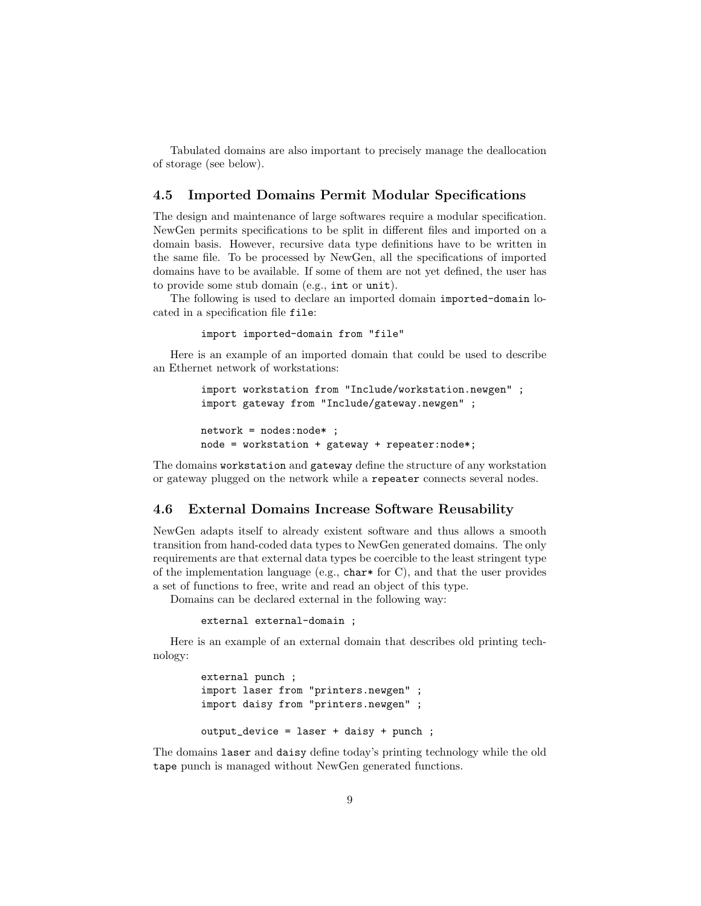Tabulated domains are also important to precisely manage the deallocation of storage (see below).

### 4.5 Imported Domains Permit Modular Specifications

The design and maintenance of large softwares require a modular specification. NewGen permits specifications to be split in different files and imported on a domain basis. However, recursive data type definitions have to be written in the same file. To be processed by NewGen, all the specifications of imported domains have to be available. If some of them are not yet defined, the user has to provide some stub domain (e.g., `int` or `unit`).

The following is used to declare an imported domain `imported-domain` located in a specification file `file`:

```
import imported-domain from "file"
```

Here is an example of an imported domain that could be used to describe an Ethernet network of workstations:

```
import workstation from "Include/workstation.newgen" ;
import gateway from "Include/gateway.newgen" ;

network = nodes:node* ;
node = workstation + gateway + repeater:node*;
```

The domains `workstation` and `gateway` define the structure of any workstation or gateway plugged on the network while a `repeater` connects several nodes.

### 4.6 External Domains Increase Software Reusability

NewGen adapts itself to already existent software and thus allows a smooth transition from hand-coded data types to NewGen generated domains. The only requirements are that external data types be coercible to the least stringent type of the implementation language (e.g., `char*` for C), and that the user provides a set of functions to free, write and read an object of this type.

Domains can be declared external in the following way:

```
external external-domain ;
```

Here is an example of an external domain that describes old printing technology:

```
external punch ;
import laser from "printers.newgen" ;
import daisy from "printers.newgen" ;

output_device = laser + daisy + punch ;
```

The domains `laser` and `daisy` define today's printing technology while the old `tape` punch is managed without NewGen generated functions.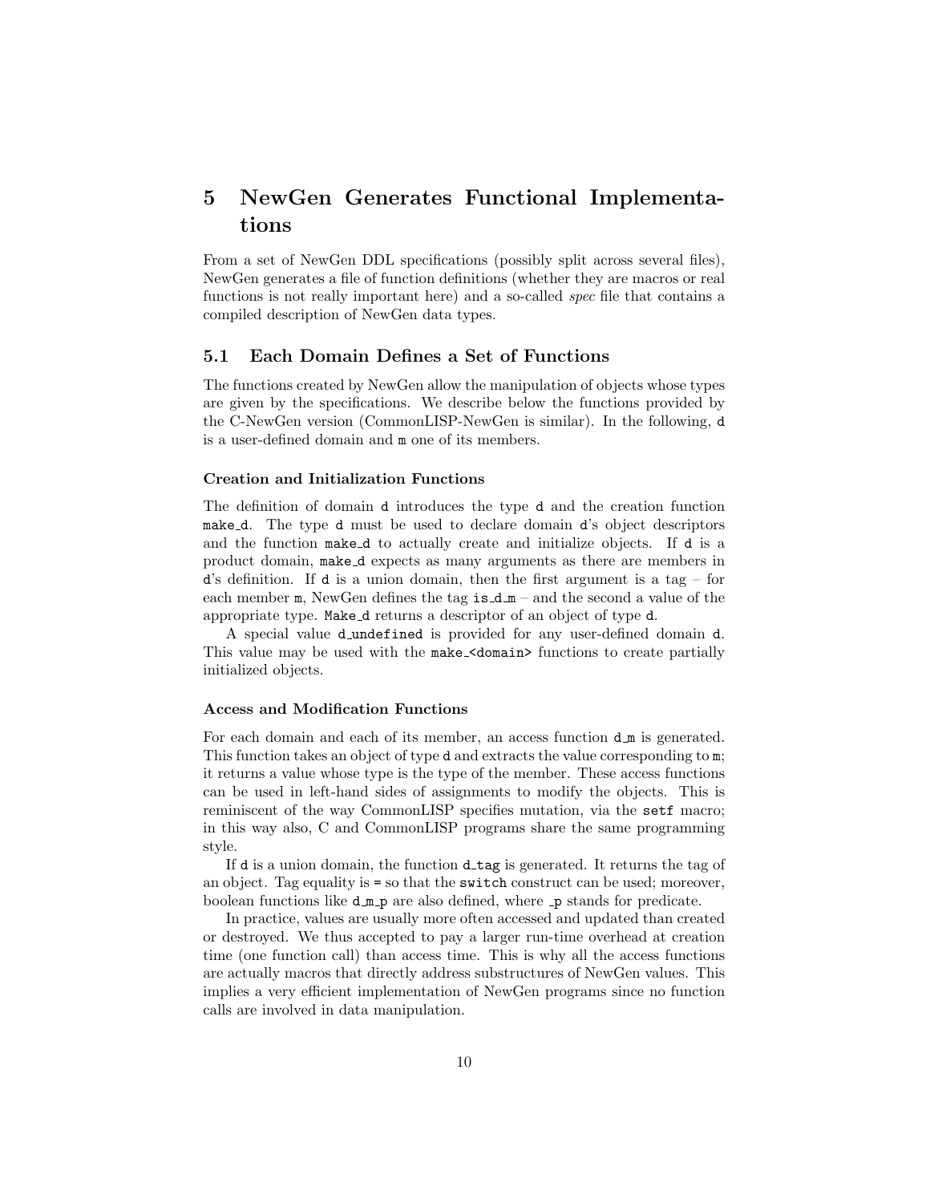# 5 NewGen Generates Functional Implementations

From a set of NewGen DDL specifications (possibly split across several files), NewGen generates a file of function definitions (whether they are macros or real functions is not really important here) and a so-called *spec* file that contains a compiled description of NewGen data types.

## 5.1 Each Domain Defines a Set of Functions

The functions created by NewGen allow the manipulation of objects whose types are given by the specifications. We describe below the functions provided by the C-NewGen version (CommonLISP-NewGen is similar). In the following, `d` is a user-defined domain and `m` one of its members.

#### Creation and Initialization Functions

The definition of domain `d` introduces the type `d` and the creation function `make_d`. The type `d` must be used to declare domain `d`'s object descriptors and the function `make_d` to actually create and initialize objects. If `d` is a product domain, `make_d` expects as many arguments as there are members in `d`'s definition. If `d` is a union domain, then the first argument is a tag – for each member `m`, NewGen defines the tag `is_d_m` – and the second a value of the appropriate type. `Make_d` returns a descriptor of an object of type `d`.

A special value `d_undefined` is provided for any user-defined domain `d`. This value may be used with the `make_<domain>` functions to create partially initialized objects.

#### Access and Modification Functions

For each domain and each of its member, an access function `d_m` is generated. This function takes an object of type `d` and extracts the value corresponding to `m`; it returns a value whose type is the type of the member. These access functions can be used in left-hand sides of assignments to modify the objects. This is reminiscent of the way CommonLISP specifies mutation, via the `setf` macro; in this way also, C and CommonLISP programs share the same programming style.

If `d` is a union domain, the function `d_tag` is generated. It returns the tag of an object. Tag equality is `=` so that the `switch` construct can be used; moreover, boolean functions like `d_m_p` are also defined, where `_p` stands for predicate.

In practice, values are usually more often accessed and updated than created or destroyed. We thus accepted to pay a larger run-time overhead at creation time (one function call) than access time. This is why all the access functions are actually macros that directly address substructures of NewGen values. This implies a very efficient implementation of NewGen programs since no function calls are involved in data manipulation.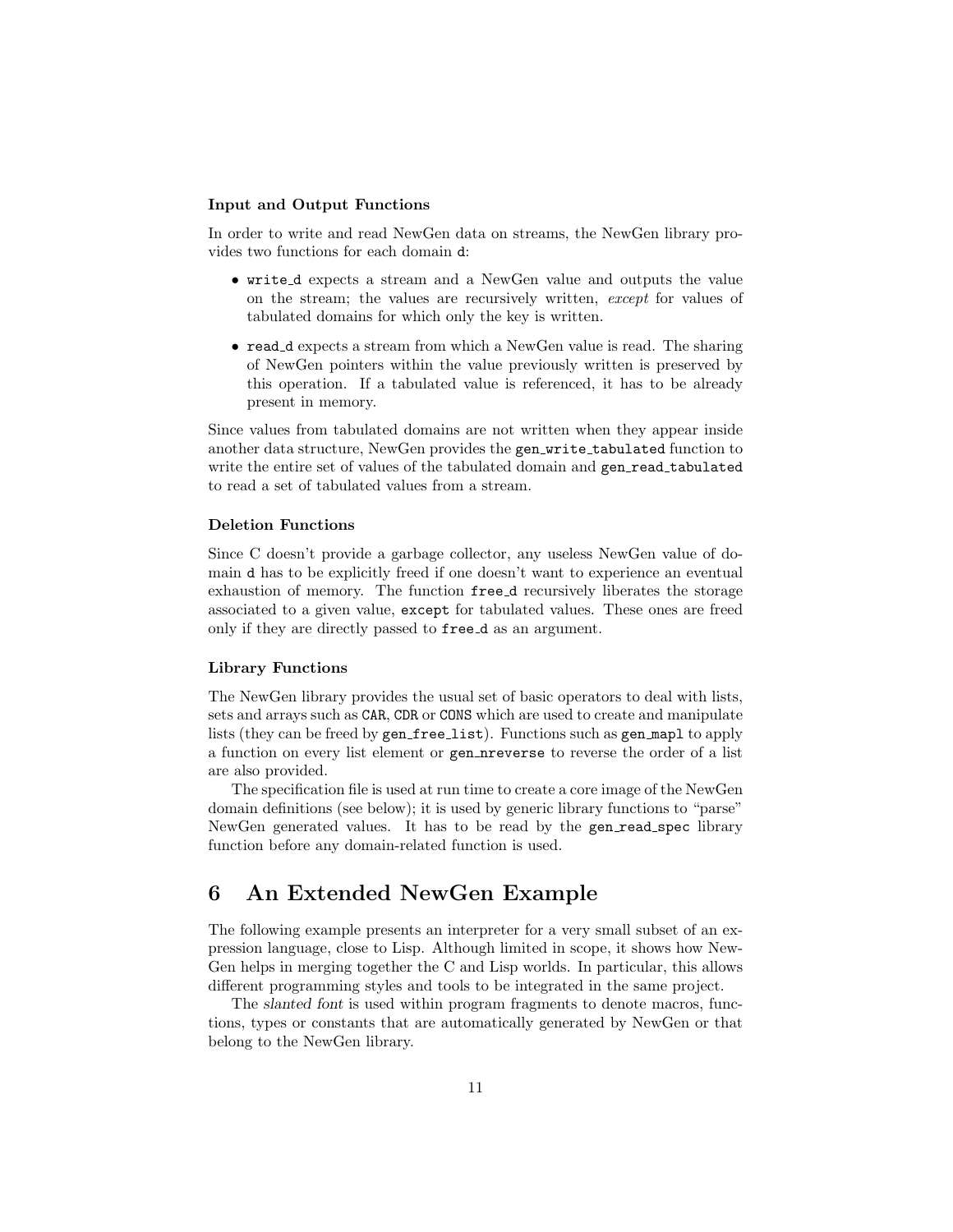### Input and Output Functions

In order to write and read NewGen data on streams, the NewGen library provides two functions for each domain `d`:

- `write_d` expects a stream and a NewGen value and outputs the value on the stream; the values are recursively written, *except* for values of tabulated domains for which only the key is written.
- `read_d` expects a stream from which a NewGen value is read. The sharing of NewGen pointers within the value previously written is preserved by this operation. If a tabulated value is referenced, it has to be already present in memory.

Since values from tabulated domains are not written when they appear inside another data structure, NewGen provides the `gen_write_tabulated` function to write the entire set of values of the tabulated domain and `gen_read_tabulated` to read a set of tabulated values from a stream.

### Deletion Functions

Since C doesn't provide a garbage collector, any useless NewGen value of domain `d` has to be explicitly freed if one doesn't want to experience an eventual exhaustion of memory. The function `free_d` recursively liberates the storage associated to a given value, `except` for tabulated values. These ones are freed only if they are directly passed to `free_d` as an argument.

### Library Functions

The NewGen library provides the usual set of basic operators to deal with lists, sets and arrays such as `CAR`, `CDR` or `CONS` which are used to create and manipulate lists (they can be freed by `gen_free_list`). Functions such as `gen_mapl` to apply a function on every list element or `gen_nreverse` to reverse the order of a list are also provided.

The specification file is used at run time to create a core image of the NewGen domain definitions (see below); it is used by generic library functions to "parse" NewGen generated values. It has to be read by the `gen_read_spec` library function before any domain-related function is used.

## 6 An Extended NewGen Example

The following example presents an interpreter for a very small subset of an expression language, close to Lisp. Although limited in scope, it shows how NewGen helps in merging together the C and Lisp worlds. In particular, this allows different programming styles and tools to be integrated in the same project.

The *slanted font* is used within program fragments to denote macros, functions, types or constants that are automatically generated by NewGen or that belong to the NewGen library.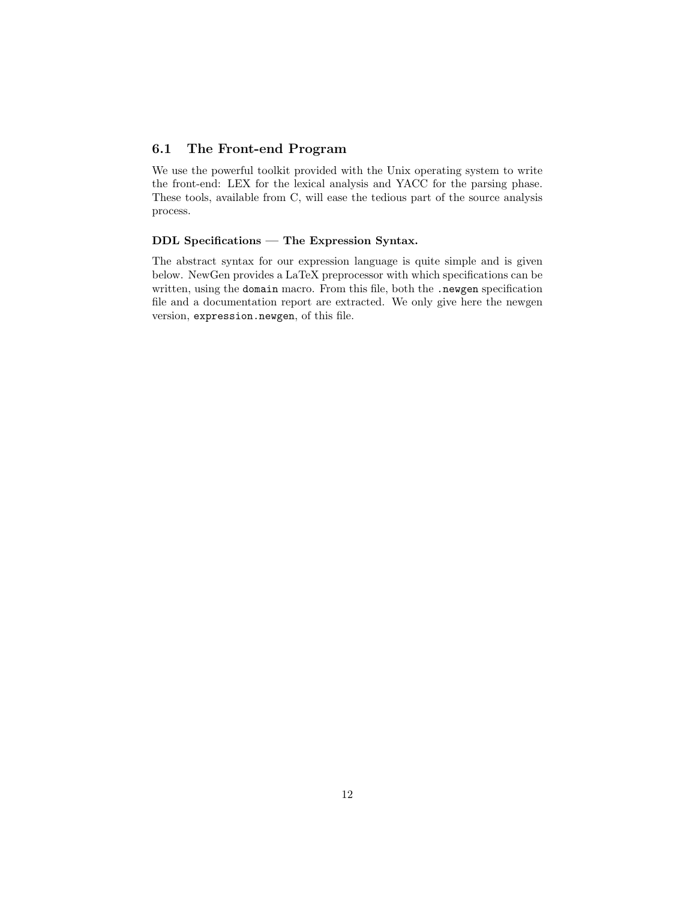## 6.1 The Front-end Program

We use the powerful toolkit provided with the Unix operating system to write the front-end: LEX for the lexical analysis and YACC for the parsing phase. These tools, available from C, will ease the tedious part of the source analysis process.

**DDL Specifications — The Expression Syntax.**

The abstract syntax for our expression language is quite simple and is given below. NewGen provides a LaTeX preprocessor with which specifications can be written, using the `domain` macro. From this file, both the `.newgen` specification file and a documentation report are extracted. We only give here the newgen version, `expression.newgen`, of this file.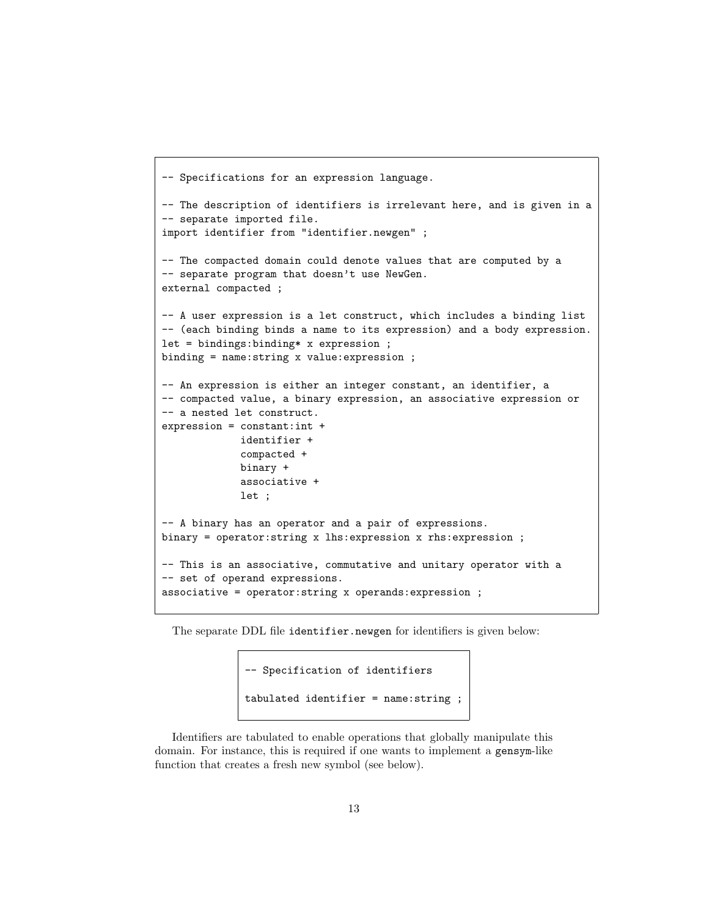```
-- Specifications for an expression language.

-- The description of identifiers is irrelevant here, and is given in a
-- separate imported file.
import identifier from "identifier.newgen" ;

-- The compacted domain could denote values that are computed by a
-- separate program that doesn't use NewGen.
external compacted ;

-- A user expression is a let construct, which includes a binding list
-- (each binding binds a name to its expression) and a body expression.
let = bindings:binding* x expression ;
binding = name:string x value:expression ;

-- An expression is either an integer constant, an identifier, a
-- compacted value, a binary expression, an associative expression or
-- a nested let construct.
expression = constant:int +
             identifier +
             compacted +
             binary +
             associative +
             let ;

-- A binary has an operator and a pair of expressions.
binary = operator:string x lhs:expression x rhs:expression ;

-- This is an associative, commutative and unitary operator with a
-- set of operand expressions.
associative = operator:string x operands:expression ;
```

The separate DDL file `identifier.newgen` for identifiers is given below:

```
-- Specification of identifiers

tabulated identifier = name:string ;
```

Identifiers are tabulated to enable operations that globally manipulate this domain. For instance, this is required if one wants to implement a `gensym`-like function that creates a fresh new symbol (see below).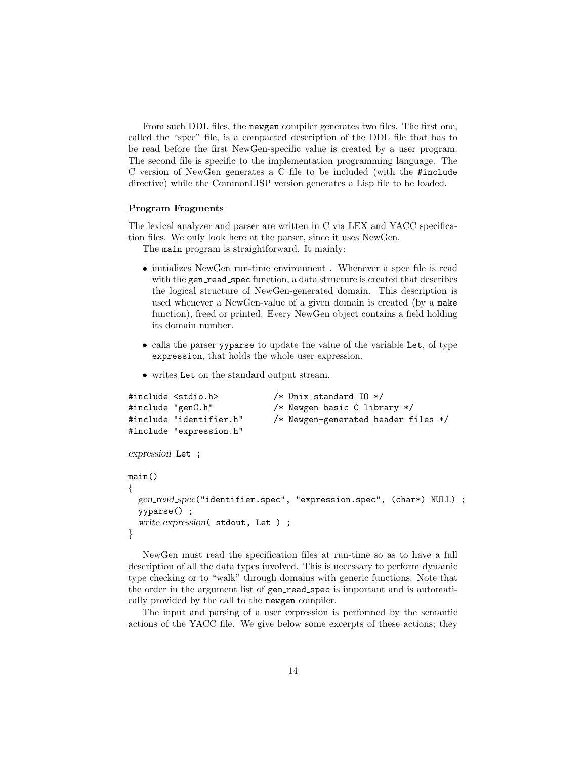From such DDL files, the `newgen` compiler generates two files. The first one, called the "spec" file, is a compacted description of the DDL file that has to be read before the first NewGen-specific value is created by a user program. The second file is specific to the implementation programming language. The C version of NewGen generates a C file to be included (with the `#include` directive) while the CommonLISP version generates a Lisp file to be loaded.

**Program Fragments**

The lexical analyzer and parser are written in C via LEX and YACC specification files. We only look here at the parser, since it uses NewGen.

The `main` program is straightforward. It mainly:

- initializes NewGen run-time environment . Whenever a spec file is read with the `gen_read_spec` function, a data structure is created that describes the logical structure of NewGen-generated domain. This description is used whenever a NewGen-value of a given domain is created (by a `make` function), freed or printed. Every NewGen object contains a field holding its domain number.
- calls the parser `yyparse` to update the value of the variable `Let`, of type `expression`, that holds the whole user expression.
- writes `Let` on the standard output stream.

```
#include <stdio.h>           /* Unix standard IO */
#include "genC.h"            /* Newgen basic C library */
#include "identifier.h"      /* Newgen-generated header files */
#include "expression.h"

expression Let ;

main()
{
  gen_read_spec("identifier.spec", "expression.spec", (char*) NULL) ;
  yyparse() ;
  write_expression( stdout, Let ) ;
}
```

NewGen must read the specification files at run-time so as to have a full description of all the data types involved. This is necessary to perform dynamic type checking or to "walk" through domains with generic functions. Note that the order in the argument list of `gen_read_spec` is important and is automatically provided by the call to the `newgen` compiler.

The input and parsing of a user expression is performed by the semantic actions of the YACC file. We give below some excerpts of these actions; they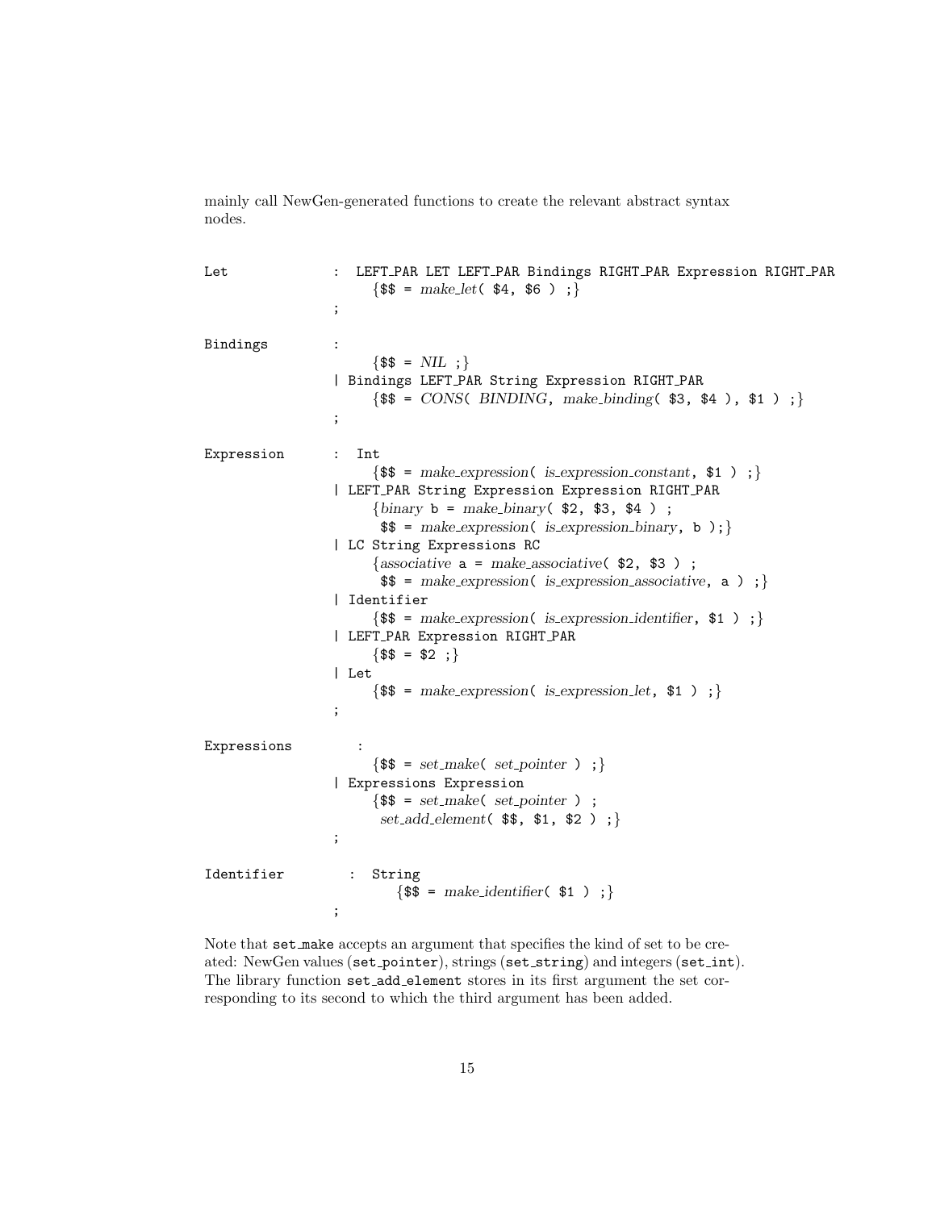mainly call NewGen-generated functions to create the relevant abstract syntax nodes.

```
Let             :  LEFT_PAR LET LEFT_PAR Bindings RIGHT_PAR Expression RIGHT_PAR
                      {$$ = make_let( $4, $6 ) ;}
                ;

Bindings        :
                      {$$ = NIL ;}
                | Bindings LEFT_PAR String Expression RIGHT_PAR
                      {$$ = CONS( BINDING, make_binding( $3, $4 ), $1 ) ;}
                ;

Expression      :  Int
                      {$$ = make_expression( is_expression_constant, $1 ) ;}
                | LEFT_PAR String Expression Expression RIGHT_PAR
                      {binary b = make_binary( $2, $3, $4 ) ;
                       $$ = make_expression( is_expression_binary, b );}
                | LC String Expressions RC
                      {associative a = make_associative( $2, $3 ) ;
                       $$ = make_expression( is_expression_associative, a ) ;}
                | Identifier
                      {$$ = make_expression( is_expression_identifier, $1 ) ;}
                | LEFT_PAR Expression RIGHT_PAR
                      {$$ = $2 ;}
                | Let
                      {$$ = make_expression( is_expression_let, $1 ) ;}
                ;

Expressions       :
                      {$$ = set_make( set_pointer ) ;}
                | Expressions Expression
                      {$$ = set_make( set_pointer ) ;
                       set_add_element( $$, $1, $2 ) ;}
                ;

Identifier        :  String
                         {$$ = make_identifier( $1 ) ;}
                ;
```

Note that `set_make` accepts an argument that specifies the kind of set to be created: NewGen values (`set_pointer`), strings (`set_string`) and integers (`set_int`). The library function `set_add_element` stores in its first argument the set corresponding to its second to which the third argument has been added.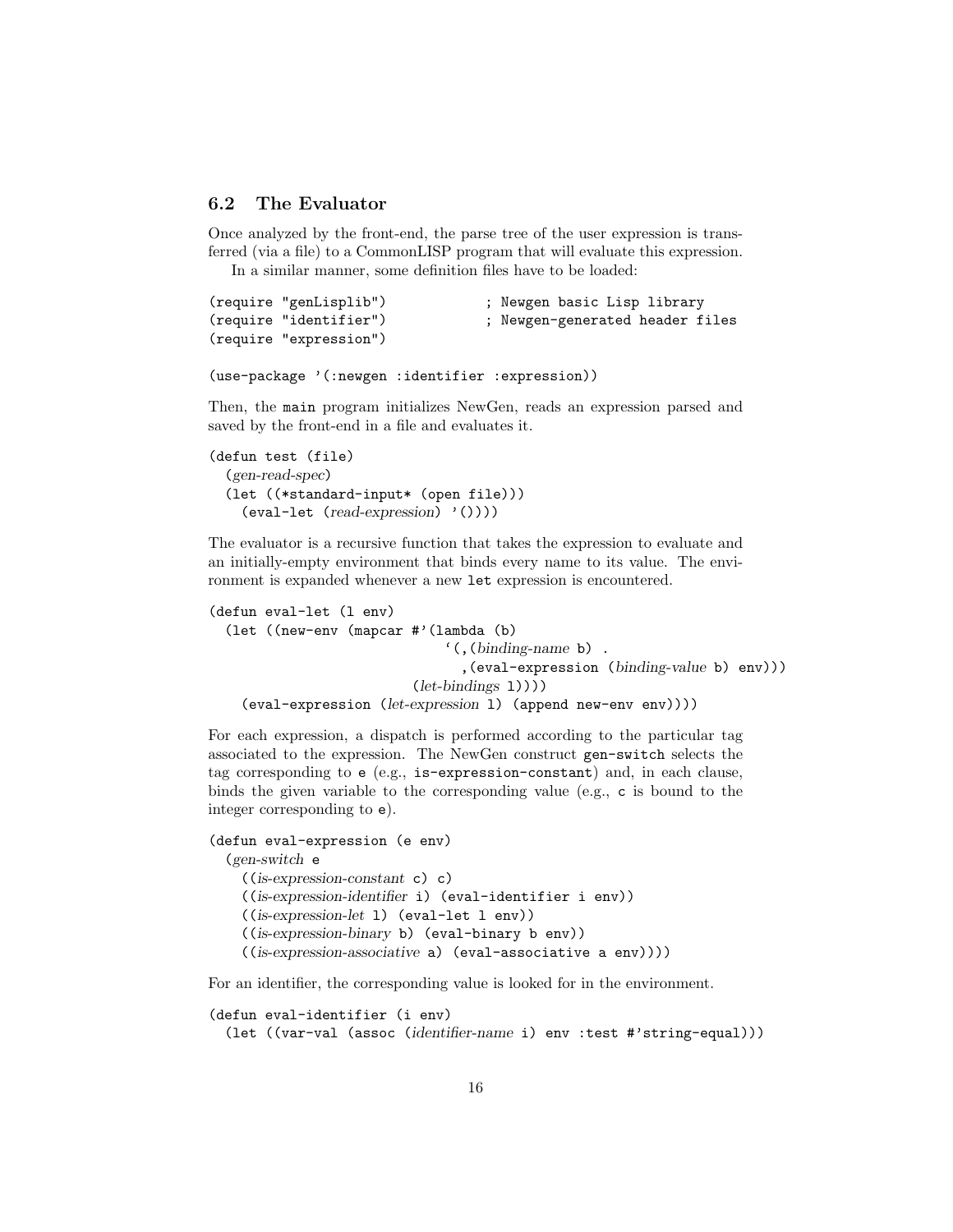### 6.2 The Evaluator

Once analyzed by the front-end, the parse tree of the user expression is transferred (via a file) to a CommonLISP program that will evaluate this expression.

In a similar manner, some definition files have to be loaded:

```
(require "genLisplib")            ; Newgen basic Lisp library
(require "identifier")            ; Newgen-generated header files
(require "expression")

(use-package '(:newgen :identifier :expression))
```

Then, the `main` program initializes NewGen, reads an expression parsed and saved by the front-end in a file and evaluates it.

```
(defun test (file)
  (gen-read-spec)
  (let ((*standard-input* (open file)))
    (eval-let (read-expression) '())))
```

The evaluator is a recursive function that takes the expression to evaluate and an initially-empty environment that binds every name to its value. The environment is expanded whenever a new `let` expression is encountered.

```
(defun eval-let (l env)
  (let ((new-env (mapcar #'(lambda (b)
                              `(,(binding-name b) .
                                ,(eval-expression (binding-value b) env)))
                         (let-bindings l))))
    (eval-expression (let-expression l) (append new-env env))))
```

For each expression, a dispatch is performed according to the particular tag associated to the expression. The NewGen construct `gen-switch` selects the tag corresponding to `e` (e.g., `is-expression-constant`) and, in each clause, binds the given variable to the corresponding value (e.g., `c` is bound to the integer corresponding to `e`).

```
(defun eval-expression (e env)
  (gen-switch e
    ((is-expression-constant c) c)
    ((is-expression-identifier i) (eval-identifier i env))
    ((is-expression-let l) (eval-let l env))
    ((is-expression-binary b) (eval-binary b env))
    ((is-expression-associative a) (eval-associative a env))))
```

For an identifier, the corresponding value is looked for in the environment.

```
(defun eval-identifier (i env)
  (let ((var-val (assoc (identifier-name i) env :test #'string-equal)))
```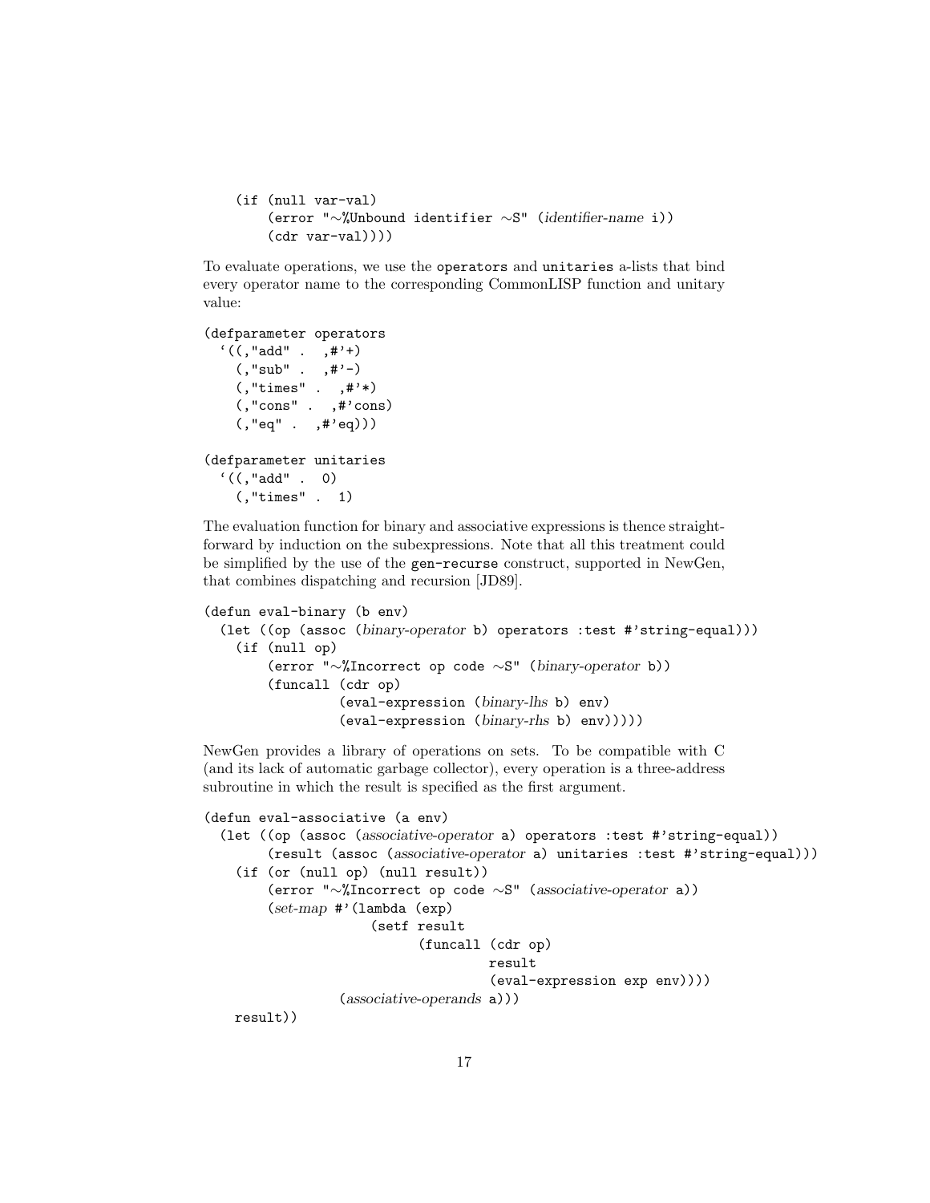```
    (if (null var-val)
        (error "~%Unbound identifier ~S" (identifier-name i))
        (cdr var-val))))
```

To evaluate operations, we use the `operators` and `unitaries` a-lists that bind every operator name to the corresponding CommonLISP function and unitary value:

```
(defparameter operators
  `((,"add" .  ,#'+)
    (,"sub" .  ,#'-)
    (,"times" .  ,#'*)
    (,"cons" .  ,#'cons)
    (,"eq" .  ,#'eq)))

(defparameter unitaries
  `((,"add" .  0)
    (,"times" .  1)
```

The evaluation function for binary and associative expressions is thence straightforward by induction on the subexpressions. Note that all this treatment could be simplified by the use of the `gen-recurse` construct, supported in NewGen, that combines dispatching and recursion [JD89].

```
(defun eval-binary (b env)
  (let ((op (assoc (binary-operator b) operators :test #'string-equal)))
    (if (null op)
        (error "~%Incorrect op code ~S" (binary-operator b))
        (funcall (cdr op)
                 (eval-expression (binary-lhs b) env)
                 (eval-expression (binary-rhs b) env)))))
```

NewGen provides a library of operations on sets. To be compatible with C (and its lack of automatic garbage collector), every operation is a three-address subroutine in which the result is specified as the first argument.

```
(defun eval-associative (a env)
  (let ((op (assoc (associative-operator a) operators :test #'string-equal))
        (result (assoc (associative-operator a) unitaries :test #'string-equal)))
    (if (or (null op) (null result))
        (error "~%Incorrect op code ~S" (associative-operator a))
        (set-map #'(lambda (exp)
                     (setf result
                           (funcall (cdr op)
                                    result
                                    (eval-expression exp env))))
                 (associative-operands a)))
    result))
```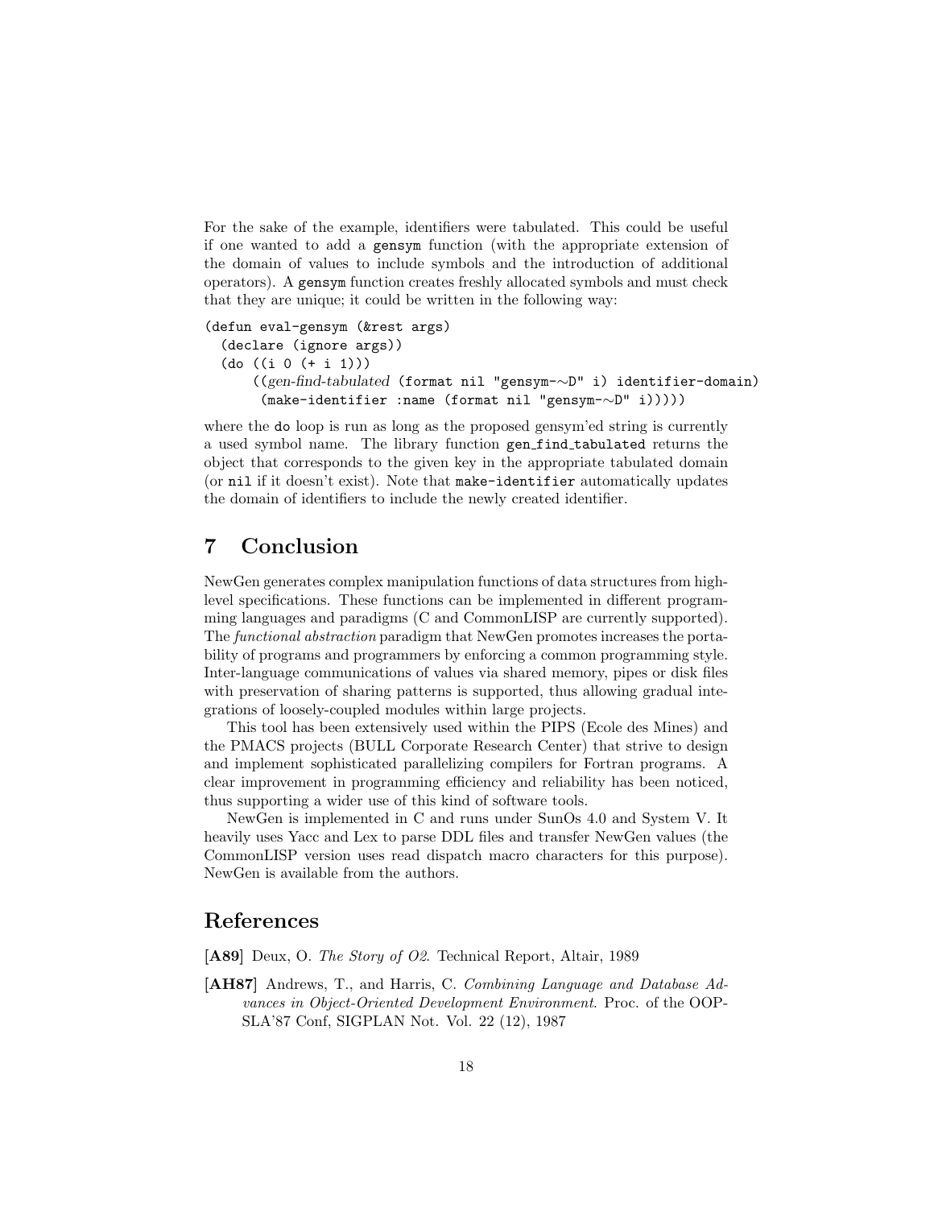For the sake of the example, identifiers were tabulated. This could be useful if one wanted to add a `gensym` function (with the appropriate extension of the domain of values to include symbols and the introduction of additional operators). A `gensym` function creates freshly allocated symbols and must check that they are unique; it could be written in the following way:

```
(defun eval-gensym (&rest args)
  (declare (ignore args))
  (do ((i 0 (+ i 1)))
      ((gen-find-tabulated (format nil "gensym-~D" i) identifier-domain)
       (make-identifier :name (format nil "gensym-~D" i)))))
```

where the `do` loop is run as long as the proposed gensym'ed string is currently a used symbol name. The library function `gen_find_tabulated` returns the object that corresponds to the given key in the appropriate tabulated domain (or `nil` if it doesn't exist). Note that `make-identifier` automatically updates the domain of identifiers to include the newly created identifier.

# 7 Conclusion

NewGen generates complex manipulation functions of data structures from high-level specifications. These functions can be implemented in different programming languages and paradigms (C and CommonLISP are currently supported). The *functional abstraction* paradigm that NewGen promotes increases the portability of programs and programmers by enforcing a common programming style. Inter-language communications of values via shared memory, pipes or disk files with preservation of sharing patterns is supported, thus allowing gradual integrations of loosely-coupled modules within large projects.

This tool has been extensively used within the PIPS (Ecole des Mines) and the PMACS projects (BULL Corporate Research Center) that strive to design and implement sophisticated parallelizing compilers for Fortran programs. A clear improvement in programming efficiency and reliability has been noticed, thus supporting a wider use of this kind of software tools.

NewGen is implemented in C and runs under SunOs 4.0 and System V. It heavily uses Yacc and Lex to parse DDL files and transfer NewGen values (the CommonLISP version uses read dispatch macro characters for this purpose). NewGen is available from the authors.

# References

**[A89]** Deux, O. *The Story of O2*. Technical Report, Altair, 1989

**[AH87]** Andrews, T., and Harris, C. *Combining Language and Database Advances in Object-Oriented Development Environment*. Proc. of the OOPSLA'87 Conf, SIGPLAN Not. Vol. 22 (12), 1987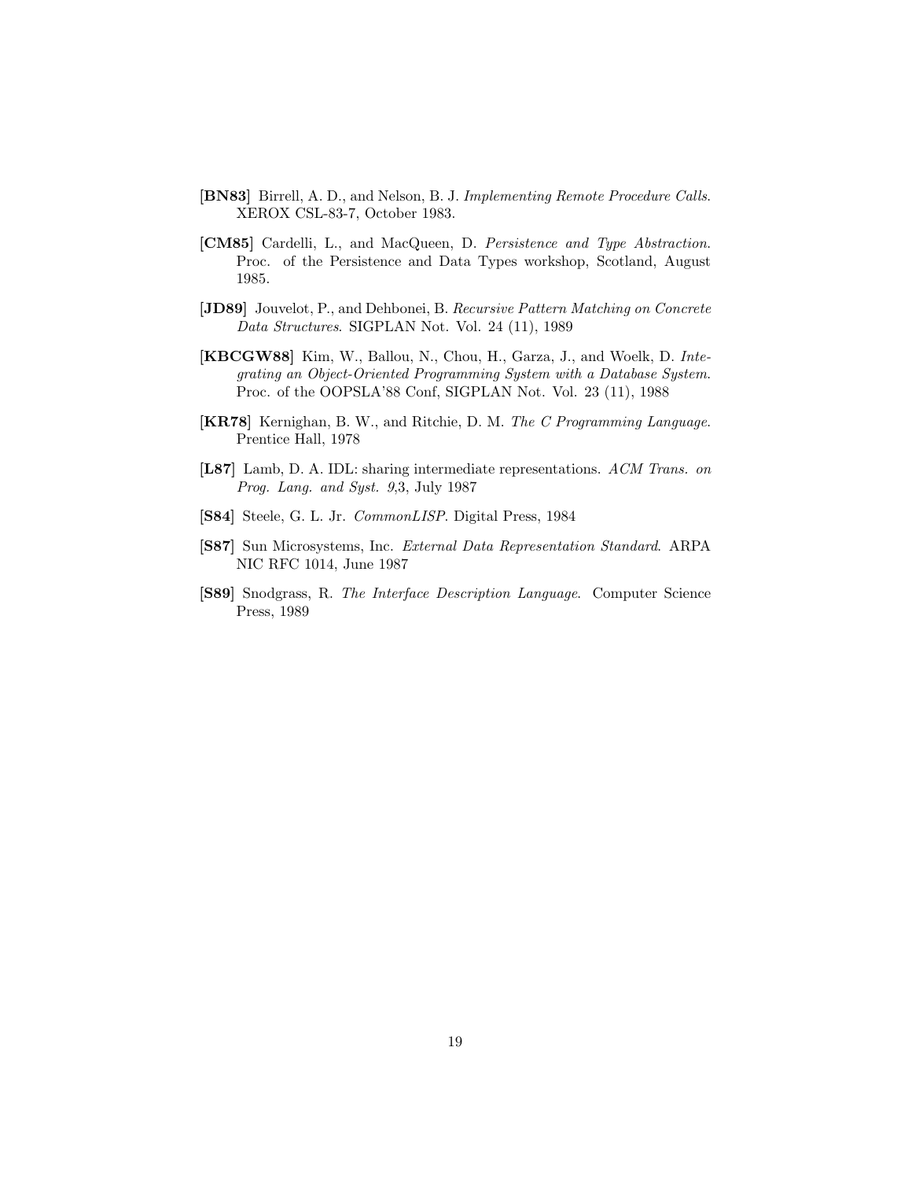**[BN83]** Birrell, A. D., and Nelson, B. J. *Implementing Remote Procedure Calls*. XEROX CSL-83-7, October 1983.

**[CM85]** Cardelli, L., and MacQueen, D. *Persistence and Type Abstraction*. Proc. of the Persistence and Data Types workshop, Scotland, August 1985.

**[JD89]** Jouvelot, P., and Dehbonei, B. *Recursive Pattern Matching on Concrete Data Structures*. SIGPLAN Not. Vol. 24 (11), 1989

**[KBCGW88]** Kim, W., Ballou, N., Chou, H., Garza, J., and Woelk, D. *Integrating an Object-Oriented Programming System with a Database System*. Proc. of the OOPSLA'88 Conf, SIGPLAN Not. Vol. 23 (11), 1988

**[KR78]** Kernighan, B. W., and Ritchie, D. M. *The C Programming Language*. Prentice Hall, 1978

**[L87]** Lamb, D. A. IDL: sharing intermediate representations. *ACM Trans. on Prog. Lang. and Syst. 9*,3, July 1987

**[S84]** Steele, G. L. Jr. *CommonLISP*. Digital Press, 1984

**[S87]** Sun Microsystems, Inc. *External Data Representation Standard*. ARPA NIC RFC 1014, June 1987

**[S89]** Snodgrass, R. *The Interface Description Language*. Computer Science Press, 1989